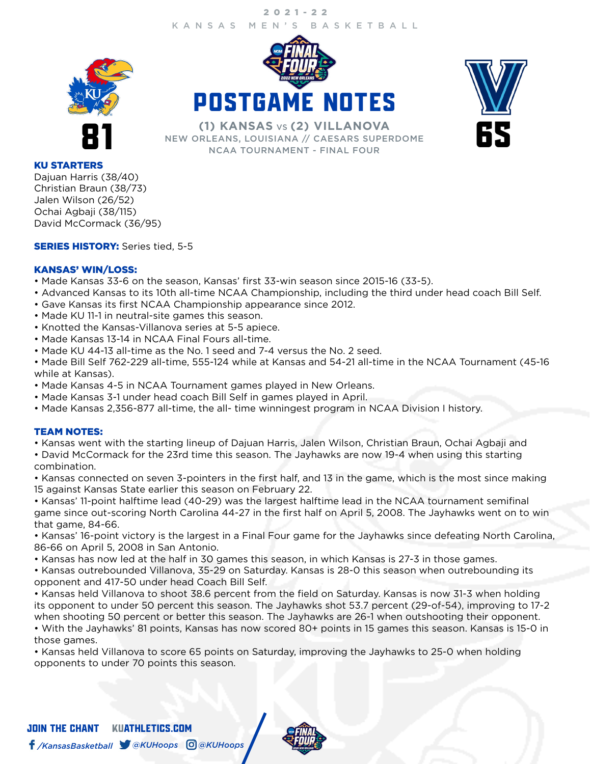2021-22

KANSAS MEN'S BASKETBALL

# POSTGAME NOTES

**(1) KANSAS vs (2) VILLANOVA**

NEW ORLEANS, LOUISIANA // CAESARS SUPERDOME

NCAA TOURNAMENT - FINAL FOUR

**81** — **65**

### KU STARTERS

Dajuan Harris (38/40)
Christian Braun (38/73)
Jalen Wilson (26/52)
Ochai Agbaji (38/115)
David McCormack (36/95)

**SERIES HISTORY:** Series tied, 5-5

### KANSAS' WIN/LOSS:

- Made Kansas 33-6 on the season, Kansas' first 33-win season since 2015-16 (33-5).
- Advanced Kansas to its 10th all-time NCAA Championship, including the third under head coach Bill Self.
- Gave Kansas its first NCAA Championship appearance since 2012.
- Made KU 11-1 in neutral-site games this season.
- Knotted the Kansas-Villanova series at 5-5 apiece.
- Made Kansas 13-14 in NCAA Final Fours all-time.
- Made KU 44-13 all-time as the No. 1 seed and 7-4 versus the No. 2 seed.
- Made Bill Self 762-229 all-time, 555-124 while at Kansas and 54-21 all-time in the NCAA Tournament (45-16 while at Kansas).
- Made Kansas 4-5 in NCAA Tournament games played in New Orleans.
- Made Kansas 3-1 under head coach Bill Self in games played in April.
- Made Kansas 2,356-877 all-time, the all- time winningest program in NCAA Division I history.

### TEAM NOTES:

- Kansas went with the starting lineup of Dajuan Harris, Jalen Wilson, Christian Braun, Ochai Agbaji and
- David McCormack for the 23rd time this season. The Jayhawks are now 19-4 when using this starting combination.
- Kansas connected on seven 3-pointers in the first half, and 13 in the game, which is the most since making 15 against Kansas State earlier this season on February 22.
- Kansas' 11-point halftime lead (40-29) was the largest halftime lead in the NCAA tournament semifinal game since out-scoring North Carolina 44-27 in the first half on April 5, 2008. The Jayhawks went on to win that game, 84-66.
- Kansas' 16-point victory is the largest in a Final Four game for the Jayhawks since defeating North Carolina, 86-66 on April 5, 2008 in San Antonio.
- Kansas has now led at the half in 30 games this season, in which Kansas is 27-3 in those games.
- Kansas outrebounded Villanova, 35-29 on Saturday. Kansas is 28-0 this season when outrebounding its opponent and 417-50 under head Coach Bill Self.
- Kansas held Villanova to shoot 38.6 percent from the field on Saturday. Kansas is now 31-3 when holding its opponent to under 50 percent this season. The Jayhawks shot 53.7 percent (29-of-54), improving to 17-2 when shooting 50 percent or better this season. The Jayhawks are 26-1 when outshooting their opponent.
- With the Jayhawks' 81 points, Kansas has now scored 80+ points in 15 games this season. Kansas is 15-0 in those games.
- Kansas held Villanova to score 65 points on Saturday, improving the Jayhawks to 25-0 when holding opponents to under 70 points this season.

JOIN THE CHANT KUATHLETICS.COM

/KansasBasketball @KUHoops @KUHoops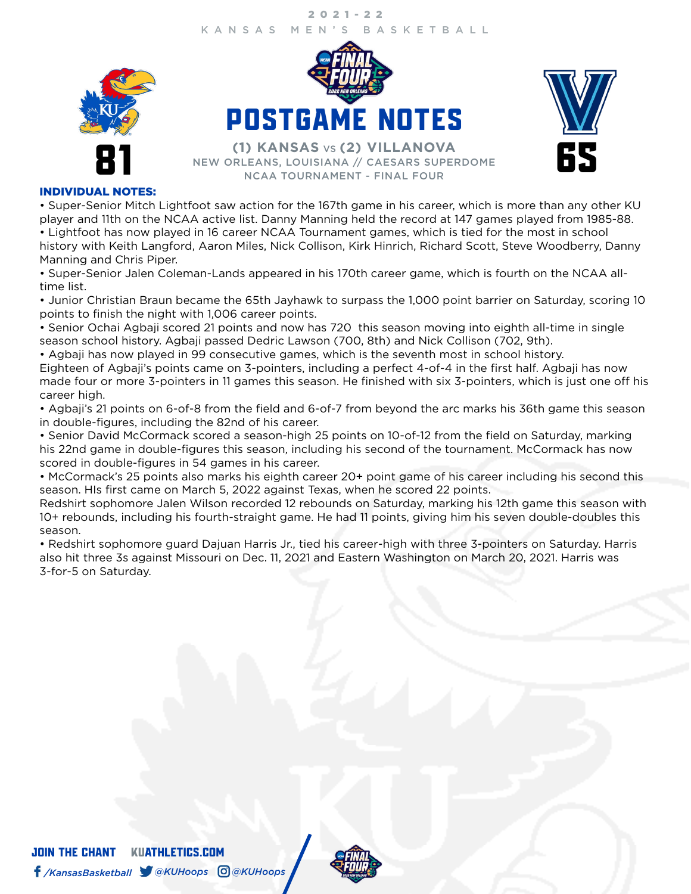2021-22

KANSAS MEN'S BASKETBALL

# POSTGAME NOTES

**(1) KANSAS 81 vs (2) VILLANOVA 65**

NEW ORLEANS, LOUISIANA // CAESARS SUPERDOME

NCAA TOURNAMENT - FINAL FOUR

## INDIVIDUAL NOTES:

- Super-Senior Mitch Lightfoot saw action for the 167th game in his career, which is more than any other KU player and 11th on the NCAA active list. Danny Manning held the record at 147 games played from 1985-88.
- Lightfoot has now played in 16 career NCAA Tournament games, which is tied for the most in school history with Keith Langford, Aaron Miles, Nick Collison, Kirk Hinrich, Richard Scott, Steve Woodberry, Danny Manning and Chris Piper.
- Super-Senior Jalen Coleman-Lands appeared in his 170th career game, which is fourth on the NCAA all-time list.
- Junior Christian Braun became the 65th Jayhawk to surpass the 1,000 point barrier on Saturday, scoring 10 points to finish the night with 1,006 career points.
- Senior Ochai Agbaji scored 21 points and now has 720 this season moving into eighth all-time in single season school history. Agbaji passed Dedric Lawson (700, 8th) and Nick Collison (702, 9th).
- Agbaji has now played in 99 consecutive games, which is the seventh most in school history.

Eighteen of Agbaji's points came on 3-pointers, including a perfect 4-of-4 in the first half. Agbaji has now made four or more 3-pointers in 11 games this season. He finished with six 3-pointers, which is just one off his career high.

- Agbaji's 21 points on 6-of-8 from the field and 6-of-7 from beyond the arc marks his 36th game this season in double-figures, including the 82nd of his career.
- Senior David McCormack scored a season-high 25 points on 10-of-12 from the field on Saturday, marking his 22nd game in double-figures this season, including his second of the tournament. McCormack has now scored in double-figures in 54 games in his career.
- McCormack's 25 points also marks his eighth career 20+ point game of his career including his second this season. HIs first came on March 5, 2022 against Texas, when he scored 22 points.

Redshirt sophomore Jalen Wilson recorded 12 rebounds on Saturday, marking his 12th game this season with 10+ rebounds, including his fourth-straight game. He had 11 points, giving him his seven double-doubles this season.

- Redshirt sophomore guard Dajuan Harris Jr., tied his career-high with three 3-pointers on Saturday. Harris also hit three 3s against Missouri on Dec. 11, 2021 and Eastern Washington on March 20, 2021. Harris was 3-for-5 on Saturday.

JOIN THE CHANT KUATHLETICS.COM

/KansasBasketball @KUHoops @KUHoops